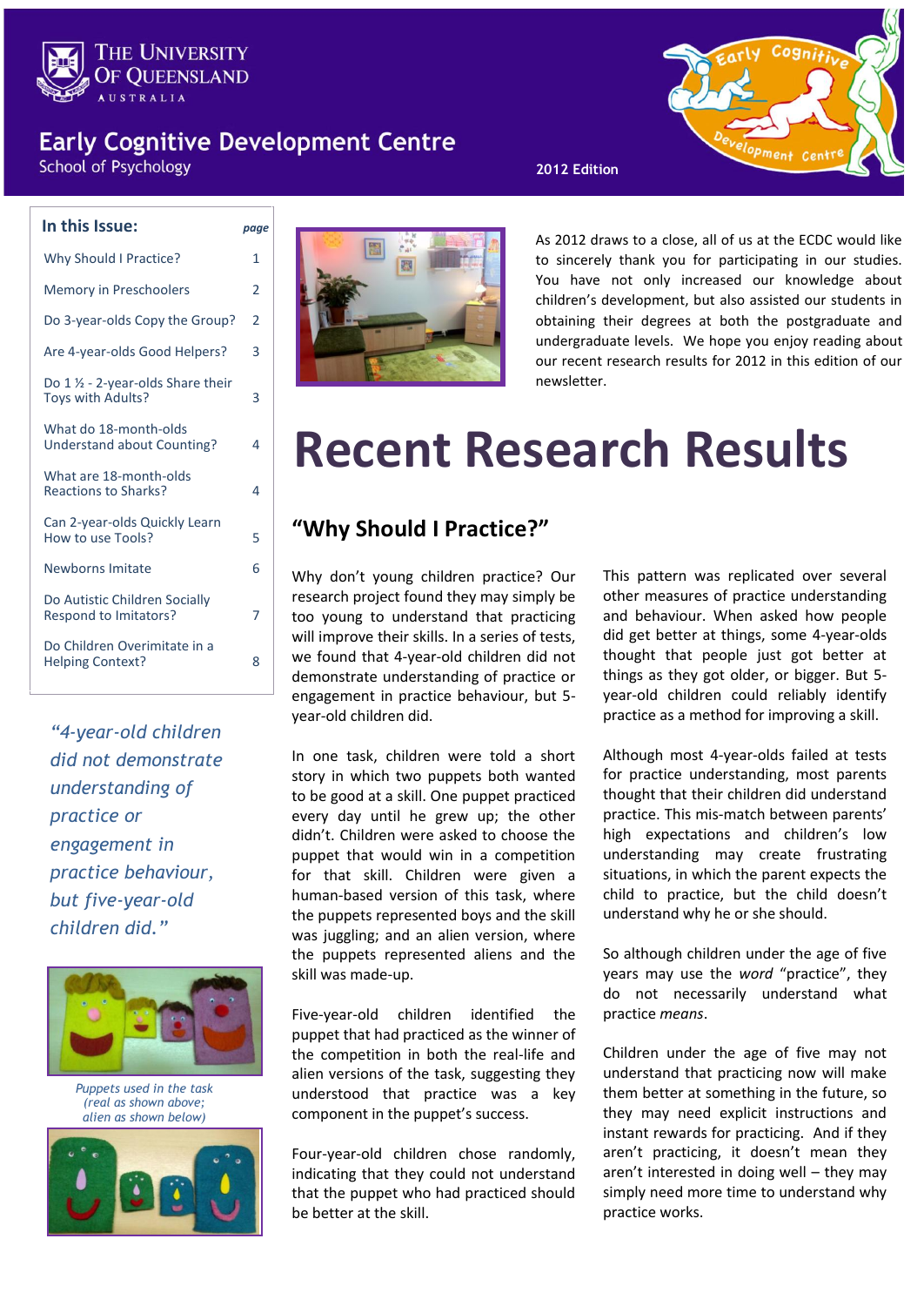The University of Queensland
AUSTRALIA

# Early Cognitive Development Centre

School of Psychology

2012 Edition

**In this Issue:** *page*

| In this Issue: | page |
|---|---|
| Why Should I Practice? | 1 |
| Memory in Preschoolers | 2 |
| Do 3-year-olds Copy the Group? | 2 |
| Are 4-year-olds Good Helpers? | 3 |
| Do 1 ½ - 2-year-olds Share their Toys with Adults? | 3 |
| What do 18-month-olds Understand about Counting? | 4 |
| What are 18-month-olds Reactions to Sharks? | 4 |
| Can 2-year-olds Quickly Learn How to use Tools? | 5 |
| Newborns Imitate | 6 |
| Do Autistic Children Socially Respond to Imitators? | 7 |
| Do Children Overimitate in a Helping Context? | 8 |

*"4-year-old children did not demonstrate understanding of practice or engagement in practice behaviour, but five-year-old children did."*

*Puppets used in the task (real as shown above; alien as shown below)*

As 2012 draws to a close, all of us at the ECDC would like to sincerely thank you for participating in our studies. You have not only increased our knowledge about children's development, but also assisted our students in obtaining their degrees at both the postgraduate and undergraduate levels. We hope you enjoy reading about our recent research results for 2012 in this edition of our newsletter.

# Recent Research Results

## "Why Should I Practice?"

Why don't young children practice? Our research project found they may simply be too young to understand that practicing will improve their skills. In a series of tests, we found that 4-year-old children did not demonstrate understanding of practice or engagement in practice behaviour, but 5-year-old children did.

In one task, children were told a short story in which two puppets both wanted to be good at a skill. One puppet practiced every day until he grew up; the other didn't. Children were asked to choose the puppet that would win in a competition for that skill. Children were given a human-based version of this task, where the puppets represented boys and the skill was juggling; and an alien version, where the puppets represented aliens and the skill was made-up.

Five-year-old children identified the puppet that had practiced as the winner of the competition in both the real-life and alien versions of the task, suggesting they understood that practice was a key component in the puppet's success.

Four-year-old children chose randomly, indicating that they could not understand that the puppet who had practiced should be better at the skill.

This pattern was replicated over several other measures of practice understanding and behaviour. When asked how people did get better at things, some 4-year-olds thought that people just got better at things as they got older, or bigger. But 5-year-old children could reliably identify practice as a method for improving a skill.

Although most 4-year-olds failed at tests for practice understanding, most parents thought that their children did understand practice. This mis-match between parents' high expectations and children's low understanding may create frustrating situations, in which the parent expects the child to practice, but the child doesn't understand why he or she should.

So although children under the age of five years may use the *word* "practice", they do not necessarily understand what practice *means*.

Children under the age of five may not understand that practicing now will make them better at something in the future, so they may need explicit instructions and instant rewards for practicing. And if they aren't practicing, it doesn't mean they aren't interested in doing well – they may simply need more time to understand why practice works.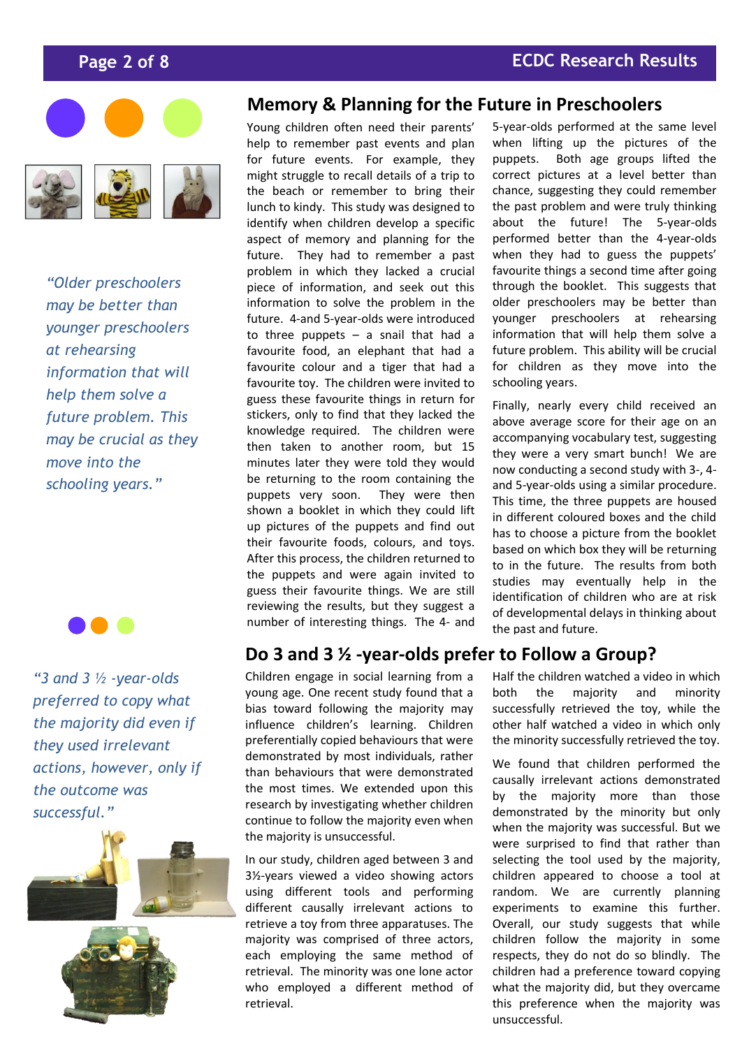## Memory & Planning for the Future in Preschoolers

*"Older preschoolers may be better than younger preschoolers at rehearsing information that will help them solve a future problem. This may be crucial as they move into the schooling years."*

Young children often need their parents' help to remember past events and plan for future events. For example, they might struggle to recall details of a trip to the beach or remember to bring their lunch to kindy. This study was designed to identify when children develop a specific aspect of memory and planning for the future. They had to remember a past problem in which they lacked a crucial piece of information, and seek out this information to solve the problem in the future. 4-and 5-year-olds were introduced to three puppets – a snail that had a favourite food, an elephant that had a favourite colour and a tiger that had a favourite toy. The children were invited to guess these favourite things in return for stickers, only to find that they lacked the knowledge required. The children were then taken to another room, but 15 minutes later they were told they would be returning to the room containing the puppets very soon. They were then shown a booklet in which they could lift up pictures of the puppets and find out their favourite foods, colours, and toys. After this process, the children returned to the puppets and were again invited to guess their favourite things. We are still reviewing the results, but they suggest a number of interesting things. The 4- and 5-year-olds performed at the same level when lifting up the pictures of the puppets. Both age groups lifted the correct pictures at a level better than chance, suggesting they could remember the past problem and were truly thinking about the future! The 5-year-olds performed better than the 4-year-olds when they had to guess the puppets' favourite things a second time after going through the booklet. This suggests that older preschoolers may be better than younger preschoolers at rehearsing information that will help them solve a future problem. This ability will be crucial for children as they move into the schooling years.

Finally, nearly every child received an above average score for their age on an accompanying vocabulary test, suggesting they were a very smart bunch! We are now conducting a second study with 3-, 4- and 5-year-olds using a similar procedure. This time, the three puppets are housed in different coloured boxes and the child has to choose a picture from the booklet based on which box they will be returning to in the future. The results from both studies may eventually help in the identification of children who are at risk of developmental delays in thinking about the past and future.

## Do 3 and 3 ½ -year-olds prefer to Follow a Group?

*"3 and 3 ½ -year-olds preferred to copy what the majority did even if they used irrelevant actions, however, only if the outcome was successful."*

Children engage in social learning from a young age. One recent study found that a bias toward following the majority may influence children's learning. Children preferentially copied behaviours that were demonstrated by most individuals, rather than behaviours that were demonstrated the most times. We extended upon this research by investigating whether children continue to follow the majority even when the majority is unsuccessful.

In our study, children aged between 3 and 3½-years viewed a video showing actors using different tools and performing different causally irrelevant actions to retrieve a toy from three apparatuses. The majority was comprised of three actors, each employing the same method of retrieval. The minority was one lone actor who employed a different method of retrieval. Half the children watched a video in which both the majority and minority successfully retrieved the toy, while the other half watched a video in which only the minority successfully retrieved the toy.

We found that children performed the causally irrelevant actions demonstrated by the majority more than those demonstrated by the minority but only when the majority was successful. But we were surprised to find that rather than selecting the tool used by the majority, children appeared to choose a tool at random. We are currently planning experiments to examine this further. Overall, our study suggests that while children follow the majority in some respects, they do not do so blindly. The children had a preference toward copying what the majority did, but they overcame this preference when the majority was unsuccessful.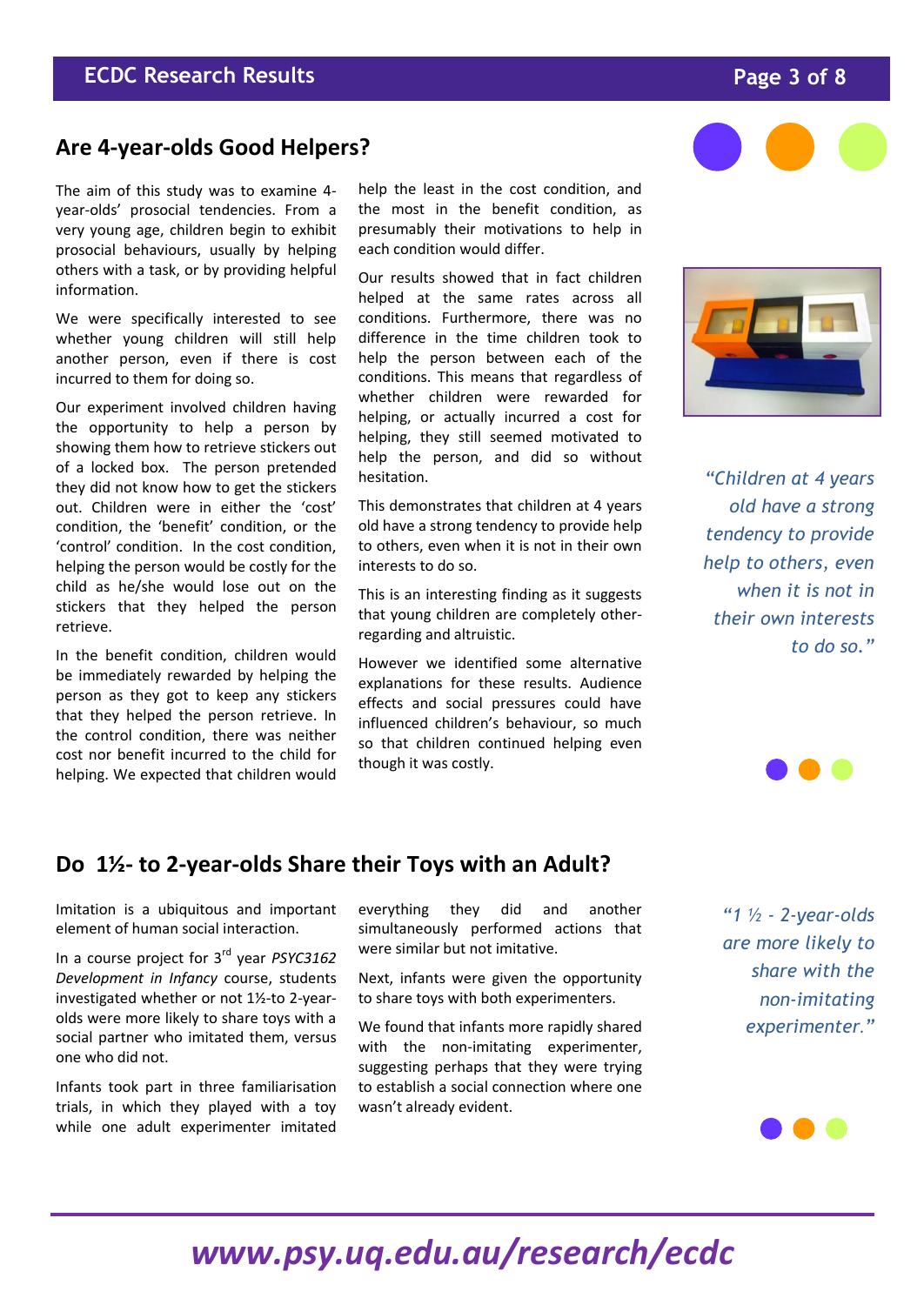## Are 4-year-olds Good Helpers?

The aim of this study was to examine 4-year-olds' prosocial tendencies. From a very young age, children begin to exhibit prosocial behaviours, usually by helping others with a task, or by providing helpful information.

We were specifically interested to see whether young children will still help another person, even if there is cost incurred to them for doing so.

Our experiment involved children having the opportunity to help a person by showing them how to retrieve stickers out of a locked box. The person pretended they did not know how to get the stickers out. Children were in either the 'cost' condition, the 'benefit' condition, or the 'control' condition. In the cost condition, helping the person would be costly for the child as he/she would lose out on the stickers that they helped the person retrieve.

In the benefit condition, children would be immediately rewarded by helping the person as they got to keep any stickers that they helped the person retrieve. In the control condition, there was neither cost nor benefit incurred to the child for helping. We expected that children would help the least in the cost condition, and the most in the benefit condition, as presumably their motivations to help in each condition would differ.

Our results showed that in fact children helped at the same rates across all conditions. Furthermore, there was no difference in the time children took to help the person between each of the conditions. This means that regardless of whether children were rewarded for helping, or actually incurred a cost for helping, they still seemed motivated to help the person, and did so without hesitation.

This demonstrates that children at 4 years old have a strong tendency to provide help to others, even when it is not in their own interests to do so.

This is an interesting finding as it suggests that young children are completely other-regarding and altruistic.

However we identified some alternative explanations for these results. Audience effects and social pressures could have influenced children's behaviour, so much so that children continued helping even though it was costly.

*"Children at 4 years old have a strong tendency to provide help to others, even when it is not in their own interests to do so."*

## Do 1½- to 2-year-olds Share their Toys with an Adult?

Imitation is a ubiquitous and important element of human social interaction.

In a course project for 3rd year *PSYC3162 Development in Infancy* course, students investigated whether or not 1½-to 2-year-olds were more likely to share toys with a social partner who imitated them, versus one who did not.

Infants took part in three familiarisation trials, in which they played with a toy while one adult experimenter imitated everything they did and another simultaneously performed actions that were similar but not imitative.

Next, infants were given the opportunity to share toys with both experimenters.

We found that infants more rapidly shared with the non-imitating experimenter, suggesting perhaps that they were trying to establish a social connection where one wasn't already evident.

*"1 ½ - 2-year-olds are more likely to share with the non-imitating experimenter."*

***www.psy.uq.edu.au/research/ecdc***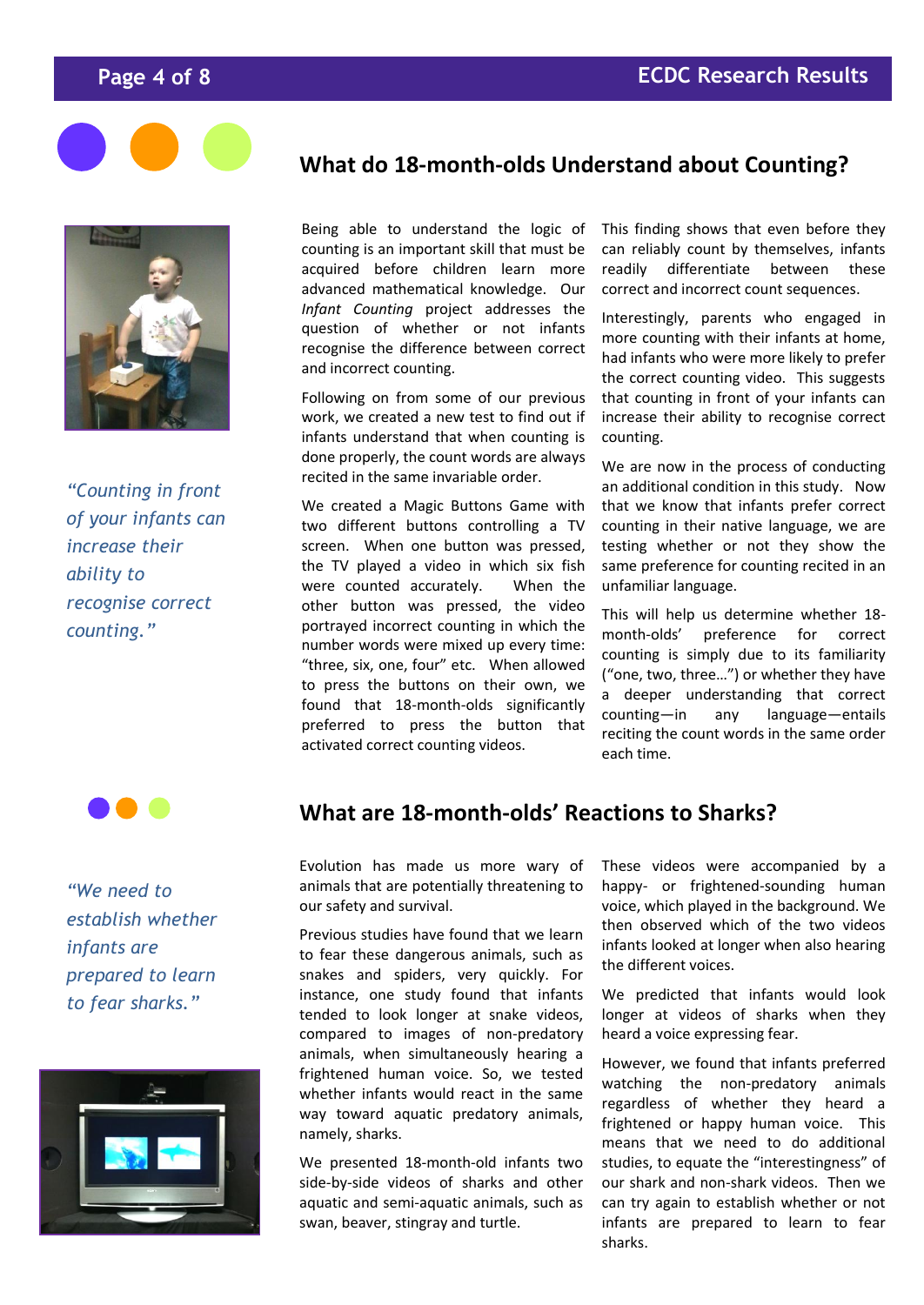## What do 18-month-olds Understand about Counting?

*"Counting in front of your infants can increase their ability to recognise correct counting."*

Being able to understand the logic of counting is an important skill that must be acquired before children learn more advanced mathematical knowledge. Our *Infant Counting* project addresses the question of whether or not infants recognise the difference between correct and incorrect counting.

Following on from some of our previous work, we created a new test to find out if infants understand that when counting is done properly, the count words are always recited in the same invariable order.

We created a Magic Buttons Game with two different buttons controlling a TV screen. When one button was pressed, the TV played a video in which six fish were counted accurately. When the other button was pressed, the video portrayed incorrect counting in which the number words were mixed up every time: "three, six, one, four" etc. When allowed to press the buttons on their own, we found that 18-month-olds significantly preferred to press the button that activated correct counting videos.

This finding shows that even before they can reliably count by themselves, infants readily differentiate between these correct and incorrect count sequences.

Interestingly, parents who engaged in more counting with their infants at home, had infants who were more likely to prefer the correct counting video. This suggests that counting in front of your infants can increase their ability to recognise correct counting.

We are now in the process of conducting an additional condition in this study. Now that we know that infants prefer correct counting in their native language, we are testing whether or not they show the same preference for counting recited in an unfamiliar language.

This will help us determine whether 18-month-olds' preference for correct counting is simply due to its familiarity ("one, two, three…") or whether they have a deeper understanding that correct counting—in any language—entails reciting the count words in the same order each time.

## What are 18-month-olds' Reactions to Sharks?

*"We need to establish whether infants are prepared to learn to fear sharks."*

Evolution has made us more wary of animals that are potentially threatening to our safety and survival.

Previous studies have found that we learn to fear these dangerous animals, such as snakes and spiders, very quickly. For instance, one study found that infants tended to look longer at snake videos, compared to images of non-predatory animals, when simultaneously hearing a frightened human voice. So, we tested whether infants would react in the same way toward aquatic predatory animals, namely, sharks.

We presented 18-month-old infants two side-by-side videos of sharks and other aquatic and semi-aquatic animals, such as swan, beaver, stingray and turtle.

These videos were accompanied by a happy- or frightened-sounding human voice, which played in the background. We then observed which of the two videos infants looked at longer when also hearing the different voices.

We predicted that infants would look longer at videos of sharks when they heard a voice expressing fear.

However, we found that infants preferred watching the non-predatory animals regardless of whether they heard a frightened or happy human voice. This means that we need to do additional studies, to equate the "interestingness" of our shark and non-shark videos. Then we can try again to establish whether or not infants are prepared to learn to fear sharks.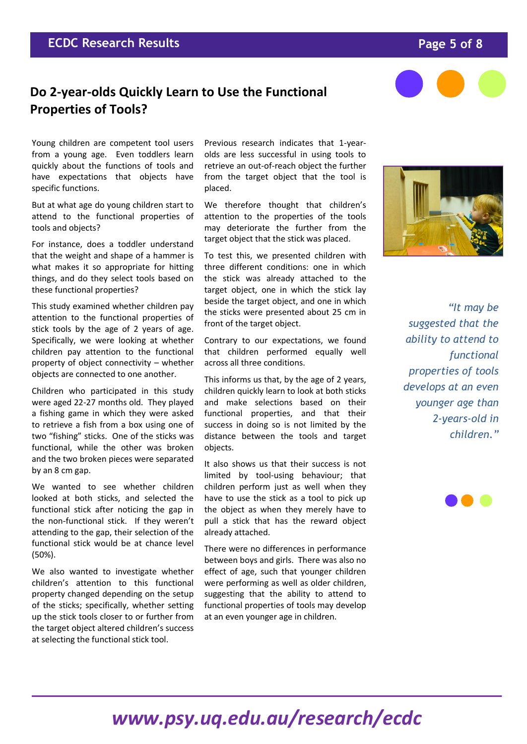# Do 2-year-olds Quickly Learn to Use the Functional Properties of Tools?

Young children are competent tool users from a young age. Even toddlers learn quickly about the functions of tools and have expectations that objects have specific functions.

But at what age do young children start to attend to the functional properties of tools and objects?

For instance, does a toddler understand that the weight and shape of a hammer is what makes it so appropriate for hitting things, and do they select tools based on these functional properties?

This study examined whether children pay attention to the functional properties of stick tools by the age of 2 years of age. Specifically, we were looking at whether children pay attention to the functional property of object connectivity – whether objects are connected to one another.

Children who participated in this study were aged 22-27 months old. They played a fishing game in which they were asked to retrieve a fish from a box using one of two "fishing" sticks. One of the sticks was functional, while the other was broken and the two broken pieces were separated by an 8 cm gap.

We wanted to see whether children looked at both sticks, and selected the functional stick after noticing the gap in the non-functional stick. If they weren't attending to the gap, their selection of the functional stick would be at chance level (50%).

We also wanted to investigate whether children's attention to this functional property changed depending on the setup of the sticks; specifically, whether setting up the stick tools closer to or further from the target object altered children's success at selecting the functional stick tool.

Previous research indicates that 1-year-olds are less successful in using tools to retrieve an out-of-reach object the further from the target object that the tool is placed.

We therefore thought that children's attention to the properties of the tools may deteriorate the further from the target object that the stick was placed.

To test this, we presented children with three different conditions: one in which the stick was already attached to the target object, one in which the stick lay beside the target object, and one in which the sticks were presented about 25 cm in front of the target object.

Contrary to our expectations, we found that children performed equally well across all three conditions.

This informs us that, by the age of 2 years, children quickly learn to look at both sticks and make selections based on their functional properties, and that their success in doing so is not limited by the distance between the tools and target objects.

It also shows us that their success is not limited by tool-using behaviour; that children perform just as well when they have to use the stick as a tool to pick up the object as when they merely have to pull a stick that has the reward object already attached.

There were no differences in performance between boys and girls. There was also no effect of age, such that younger children were performing as well as older children, suggesting that the ability to attend to functional properties of tools may develop at an even younger age in children.

*"It may be suggested that the ability to attend to functional properties of tools develops at an even younger age than 2-years-old in children."*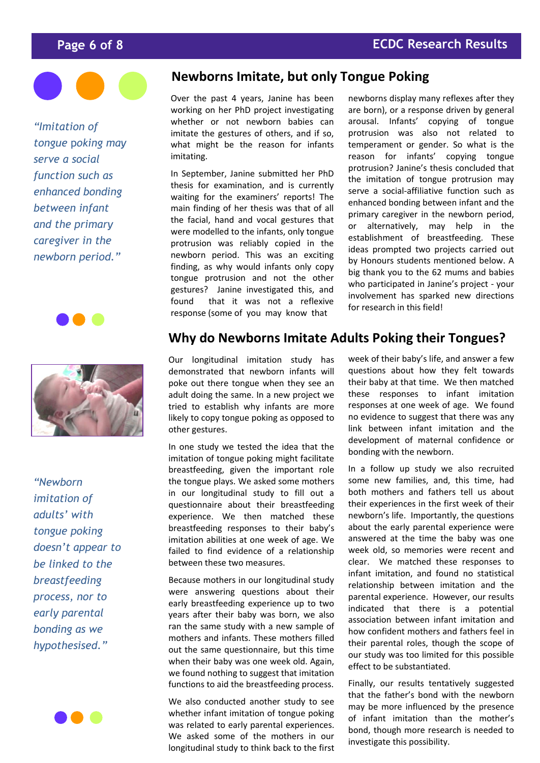## Newborns Imitate, but only Tongue Poking

Over the past 4 years, Janine has been working on her PhD project investigating whether or not newborn babies can imitate the gestures of others, and if so, what might be the reason for infants imitating.

In September, Janine submitted her PhD thesis for examination, and is currently waiting for the examiners' reports! The main finding of her thesis was that of all the facial, hand and vocal gestures that were modelled to the infants, only tongue protrusion was reliably copied in the newborn period. This was an exciting finding, as why would infants only copy tongue protrusion and not the other gestures? Janine investigated this, and found that it was not a reflexive response (some of you may know that newborns display many reflexes after they are born), or a response driven by general arousal. Infants' copying of tongue protrusion was also not related to temperament or gender. So what is the reason for infants' copying tongue protrusion? Janine's thesis concluded that the imitation of tongue protrusion may serve a social-affiliative function such as enhanced bonding between infant and the primary caregiver in the newborn period, or alternatively, may help in the establishment of breastfeeding. These ideas prompted two projects carried out by Honours students mentioned below. A big thank you to the 62 mums and babies who participated in Janine's project - your involvement has sparked new directions for research in this field!

*"Imitation of tongue poking may serve a social function such as enhanced bonding between infant and the primary caregiver in the newborn period."*

## Why do Newborns Imitate Adults Poking their Tongues?

Our longitudinal imitation study has demonstrated that newborn infants will poke out there tongue when they see an adult doing the same. In a new project we tried to establish why infants are more likely to copy tongue poking as opposed to other gestures.

In one study we tested the idea that the imitation of tongue poking might facilitate breastfeeding, given the important role the tongue plays. We asked some mothers in our longitudinal study to fill out a questionnaire about their breastfeeding experience. We then matched these breastfeeding responses to their baby's imitation abilities at one week of age. We failed to find evidence of a relationship between these two measures.

Because mothers in our longitudinal study were answering questions about their early breastfeeding experience up to two years after their baby was born, we also ran the same study with a new sample of mothers and infants. These mothers filled out the same questionnaire, but this time when their baby was one week old. Again, we found nothing to suggest that imitation functions to aid the breastfeeding process.

We also conducted another study to see whether infant imitation of tongue poking was related to early parental experiences. We asked some of the mothers in our longitudinal study to think back to the first week of their baby's life, and answer a few questions about how they felt towards their baby at that time. We then matched these responses to infant imitation responses at one week of age. We found no evidence to suggest that there was any link between infant imitation and the development of maternal confidence or bonding with the newborn.

In a follow up study we also recruited some new families, and, this time, had both mothers and fathers tell us about their experiences in the first week of their newborn's life. Importantly, the questions about the early parental experience were answered at the time the baby was one week old, so memories were recent and clear. We matched these responses to infant imitation, and found no statistical relationship between imitation and the parental experience. However, our results indicated that there is a potential association between infant imitation and how confident mothers and fathers feel in their parental roles, though the scope of our study was too limited for this possible effect to be substantiated.

Finally, our results tentatively suggested that the father's bond with the newborn may be more influenced by the presence of infant imitation than the mother's bond, though more research is needed to investigate this possibility.

*"Newborn imitation of adults' with tongue poking doesn't appear to be linked to the breastfeeding process, nor to early parental bonding as we hypothesised."*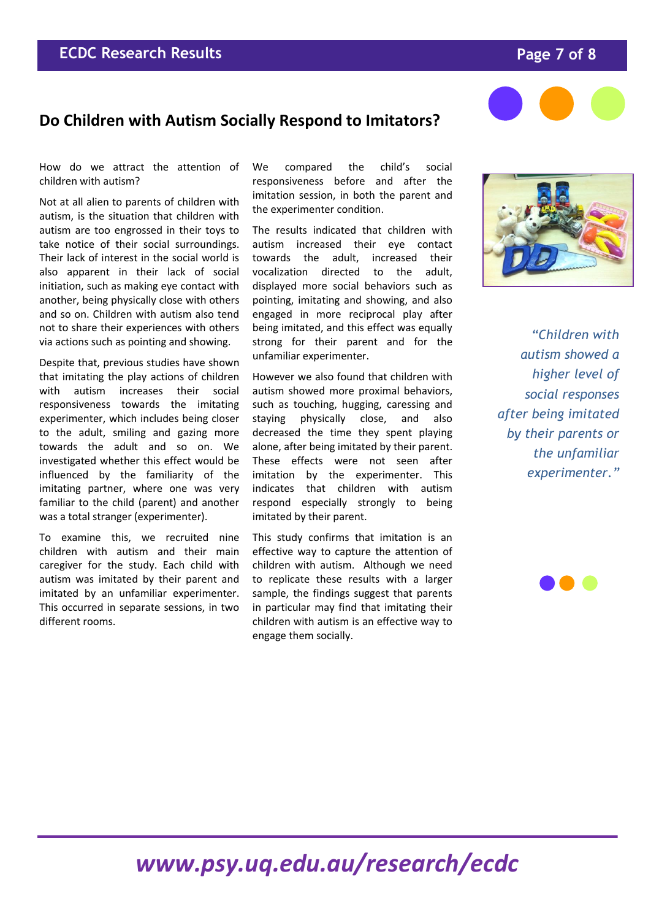## Do Children with Autism Socially Respond to Imitators?

How do we attract the attention of children with autism?

Not at all alien to parents of children with autism, is the situation that children with autism are too engrossed in their toys to take notice of their social surroundings. Their lack of interest in the social world is also apparent in their lack of social initiation, such as making eye contact with another, being physically close with others and so on. Children with autism also tend not to share their experiences with others via actions such as pointing and showing.

Despite that, previous studies have shown that imitating the play actions of children with autism increases their social responsiveness towards the imitating experimenter, which includes being closer to the adult, smiling and gazing more towards the adult and so on. We investigated whether this effect would be influenced by the familiarity of the imitating partner, where one was very familiar to the child (parent) and another was a total stranger (experimenter).

To examine this, we recruited nine children with autism and their main caregiver for the study. Each child with autism was imitated by their parent and imitated by an unfamiliar experimenter. This occurred in separate sessions, in two different rooms.

We compared the child's social responsiveness before and after the imitation session, in both the parent and the experimenter condition.

The results indicated that children with autism increased their eye contact towards the adult, increased their vocalization directed to the adult, displayed more social behaviors such as pointing, imitating and showing, and also engaged in more reciprocal play after being imitated, and this effect was equally strong for their parent and for the unfamiliar experimenter.

However we also found that children with autism showed more proximal behaviors, such as touching, hugging, caressing and staying physically close, and also decreased the time they spent playing alone, after being imitated by their parent. These effects were not seen after imitation by the experimenter. This indicates that children with autism respond especially strongly to being imitated by their parent.

This study confirms that imitation is an effective way to capture the attention of children with autism. Although we need to replicate these results with a larger sample, the findings suggest that parents in particular may find that imitating their children with autism is an effective way to engage them socially.

*"Children with autism showed a higher level of social responses after being imitated by their parents or the unfamiliar experimenter."*

**www.psy.uq.edu.au/research/ecdc**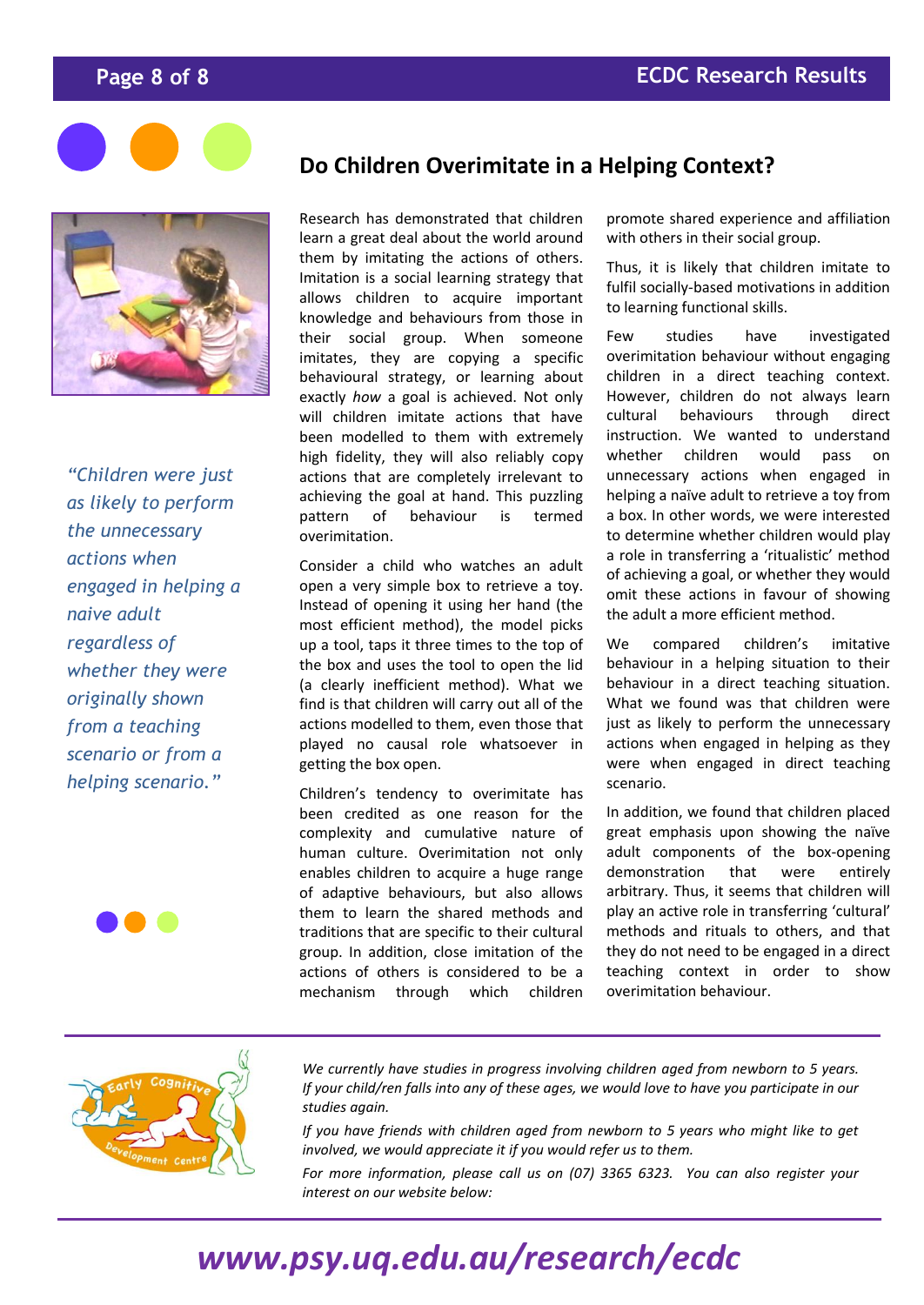## Do Children Overimitate in a Helping Context?

*"Children were just as likely to perform the unnecessary actions when engaged in helping a naive adult regardless of whether they were originally shown from a teaching scenario or from a helping scenario."*

Research has demonstrated that children learn a great deal about the world around them by imitating the actions of others. Imitation is a social learning strategy that allows children to acquire important knowledge and behaviours from those in their social group. When someone imitates, they are copying a specific behavioural strategy, or learning about exactly *how* a goal is achieved. Not only will children imitate actions that have been modelled to them with extremely high fidelity, they will also reliably copy actions that are completely irrelevant to achieving the goal at hand. This puzzling pattern of behaviour is termed overimitation.

Consider a child who watches an adult open a very simple box to retrieve a toy. Instead of opening it using her hand (the most efficient method), the model picks up a tool, taps it three times to the top of the box and uses the tool to open the lid (a clearly inefficient method). What we find is that children will carry out all of the actions modelled to them, even those that played no causal role whatsoever in getting the box open.

Children's tendency to overimitate has been credited as one reason for the complexity and cumulative nature of human culture. Overimitation not only enables children to acquire a huge range of adaptive behaviours, but also allows them to learn the shared methods and traditions that are specific to their cultural group. In addition, close imitation of the actions of others is considered to be a mechanism through which children promote shared experience and affiliation with others in their social group.

Thus, it is likely that children imitate to fulfil socially-based motivations in addition to learning functional skills.

Few studies have investigated overimitation behaviour without engaging children in a direct teaching context. However, children do not always learn cultural behaviours through direct instruction. We wanted to understand whether children would pass on unnecessary actions when engaged in helping a naïve adult to retrieve a toy from a box. In other words, we were interested to determine whether children would play a role in transferring a 'ritualistic' method of achieving a goal, or whether they would omit these actions in favour of showing the adult a more efficient method.

We compared children's imitative behaviour in a helping situation to their behaviour in a direct teaching situation. What we found was that children were just as likely to perform the unnecessary actions when engaged in helping as they were when engaged in direct teaching scenario.

In addition, we found that children placed great emphasis upon showing the naïve adult components of the box-opening demonstration that were entirely arbitrary. Thus, it seems that children will play an active role in transferring 'cultural' methods and rituals to others, and that they do not need to be engaged in a direct teaching context in order to show overimitation behaviour.

---

*We currently have studies in progress involving children aged from newborn to 5 years. If your child/ren falls into any of these ages, we would love to have you participate in our studies again.*

*If you have friends with children aged from newborn to 5 years who might like to get involved, we would appreciate it if you would refer us to them.*

*For more information, please call us on (07) 3365 6323. You can also register your interest on our website below:*

# *www.psy.uq.edu.au/research/ecdc*